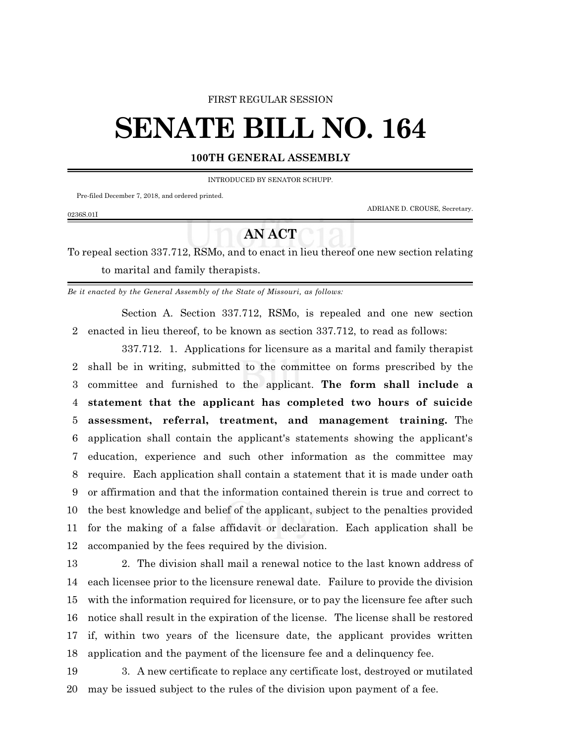FIRST REGULAR SESSION

# SENATE BILL NO. 164

**100TH GENERAL ASSEMBLY**

INTRODUCED BY SENATOR SCHUPP.

Pre-filed December 7, 2018, and ordered printed.

ADRIANE D. CROUSE, Secretary.

0236S.01I

## AN ACT

To repeal section 337.712, RSMo, and to enact in lieu thereof one new section relating to marital and family therapists.

*Be it enacted by the General Assembly of the State of Missouri, as follows:*

Section A. Section 337.712, RSMo, is repealed and one new section enacted in lieu thereof, to be known as section 337.712, to read as follows:

337.712. 1. Applications for licensure as a marital and family therapist shall be in writing, submitted to the committee on forms prescribed by the committee and furnished to the applicant. **The form shall include a statement that the applicant has completed two hours of suicide assessment, referral, treatment, and management training.** The application shall contain the applicant's statements showing the applicant's education, experience and such other information as the committee may require. Each application shall contain a statement that it is made under oath or affirmation and that the information contained therein is true and correct to the best knowledge and belief of the applicant, subject to the penalties provided for the making of a false affidavit or declaration. Each application shall be accompanied by the fees required by the division.

2. The division shall mail a renewal notice to the last known address of each licensee prior to the licensure renewal date. Failure to provide the division with the information required for licensure, or to pay the licensure fee after such notice shall result in the expiration of the license. The license shall be restored if, within two years of the licensure date, the applicant provides written application and the payment of the licensure fee and a delinquency fee.

3. A new certificate to replace any certificate lost, destroyed or mutilated may be issued subject to the rules of the division upon payment of a fee.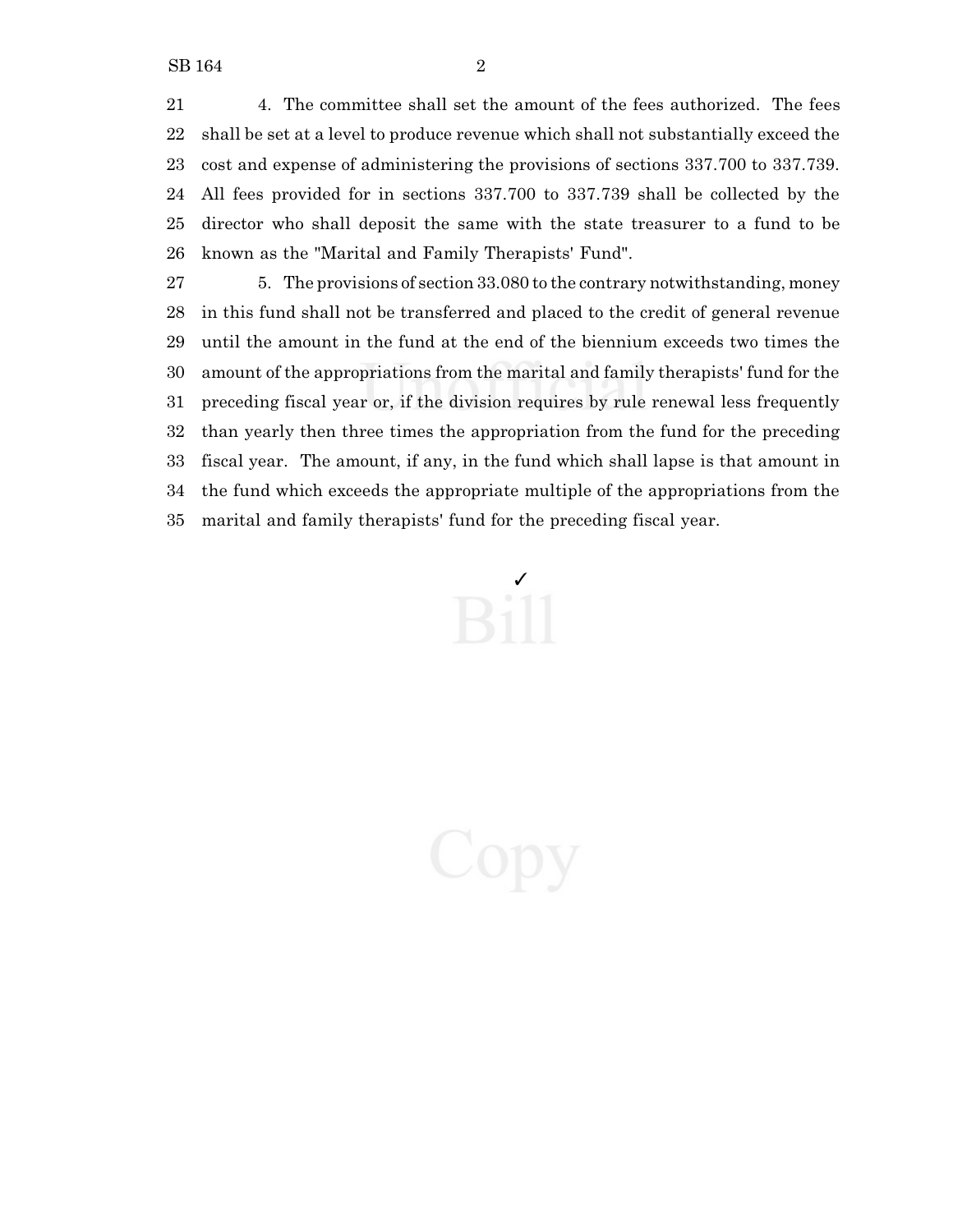4. The committee shall set the amount of the fees authorized. The fees shall be set at a level to produce revenue which shall not substantially exceed the cost and expense of administering the provisions of sections 337.700 to 337.739. All fees provided for in sections 337.700 to 337.739 shall be collected by the director who shall deposit the same with the state treasurer to a fund to be known as the "Marital and Family Therapists' Fund".

5. The provisions of section 33.080 to the contrary notwithstanding, money in this fund shall not be transferred and placed to the credit of general revenue until the amount in the fund at the end of the biennium exceeds two times the amount of the appropriations from the marital and family therapists' fund for the preceding fiscal year or, if the division requires by rule renewal less frequently than yearly then three times the appropriation from the fund for the preceding fiscal year. The amount, if any, in the fund which shall lapse is that amount in the fund which exceeds the appropriate multiple of the appropriations from the marital and family therapists' fund for the preceding fiscal year.

✓